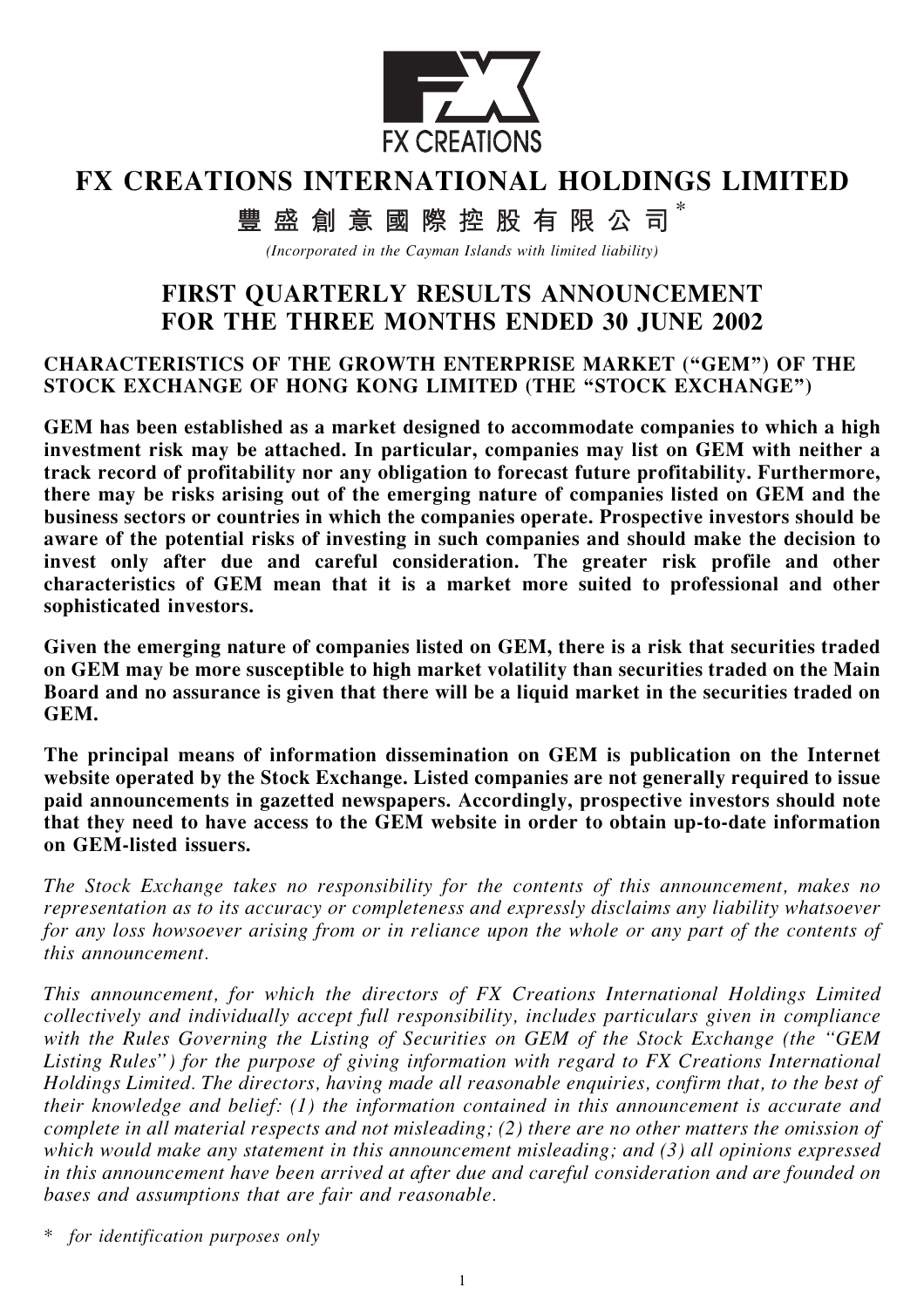FX CREATIONS

# FX CREATIONS INTERNATIONAL HOLDINGS LIMITED

# 豐盛創意國際控股有限公司*

*(Incorporated in the Cayman Islands with limited liability)*

## FIRST QUARTERLY RESULTS ANNOUNCEMENT FOR THE THREE MONTHS ENDED 30 JUNE 2002

### CHARACTERISTICS OF THE GROWTH ENTERPRISE MARKET ("GEM") OF THE STOCK EXCHANGE OF HONG KONG LIMITED (THE "STOCK EXCHANGE")

**GEM has been established as a market designed to accommodate companies to which a high investment risk may be attached. In particular, companies may list on GEM with neither a track record of profitability nor any obligation to forecast future profitability. Furthermore, there may be risks arising out of the emerging nature of companies listed on GEM and the business sectors or countries in which the companies operate. Prospective investors should be aware of the potential risks of investing in such companies and should make the decision to invest only after due and careful consideration. The greater risk profile and other characteristics of GEM mean that it is a market more suited to professional and other sophisticated investors.**

**Given the emerging nature of companies listed on GEM, there is a risk that securities traded on GEM may be more susceptible to high market volatility than securities traded on the Main Board and no assurance is given that there will be a liquid market in the securities traded on GEM.**

**The principal means of information dissemination on GEM is publication on the Internet website operated by the Stock Exchange. Listed companies are not generally required to issue paid announcements in gazetted newspapers. Accordingly, prospective investors should note that they need to have access to the GEM website in order to obtain up-to-date information on GEM-listed issuers.**

*The Stock Exchange takes no responsibility for the contents of this announcement, makes no representation as to its accuracy or completeness and expressly disclaims any liability whatsoever for any loss howsoever arising from or in reliance upon the whole or any part of the contents of this announcement.*

*This announcement, for which the directors of FX Creations International Holdings Limited collectively and individually accept full responsibility, includes particulars given in compliance with the Rules Governing the Listing of Securities on GEM of the Stock Exchange (the "GEM Listing Rules") for the purpose of giving information with regard to FX Creations International Holdings Limited. The directors, having made all reasonable enquiries, confirm that, to the best of their knowledge and belief: (1) the information contained in this announcement is accurate and complete in all material respects and not misleading; (2) there are no other matters the omission of which would make any statement in this announcement misleading; and (3) all opinions expressed in this announcement have been arrived at after due and careful consideration and are founded on bases and assumptions that are fair and reasonable.*

\* *for identification purposes only*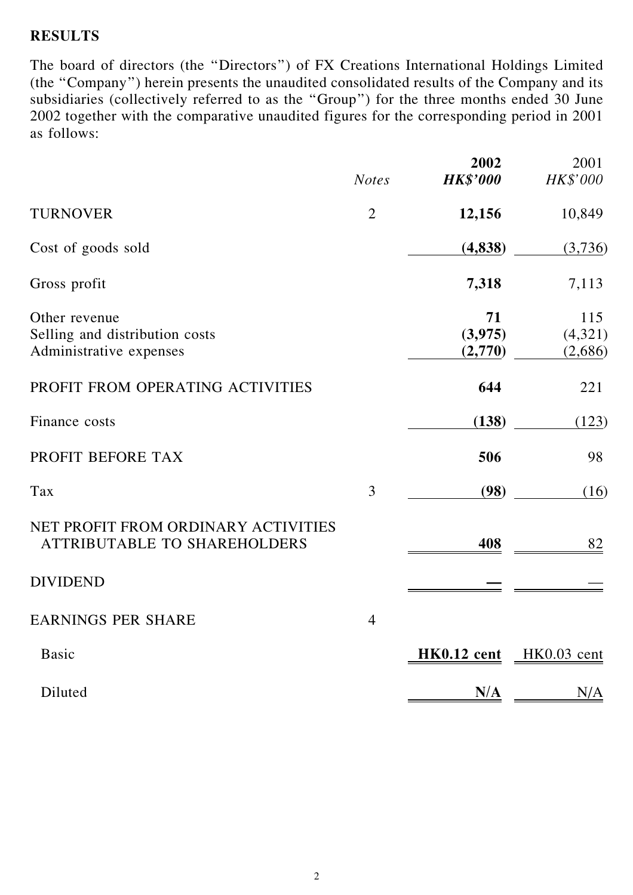**RESULTS**

The board of directors (the "Directors") of FX Creations International Holdings Limited (the "Company") herein presents the unaudited consolidated results of the Company and its subsidiaries (collectively referred to as the "Group") for the three months ended 30 June 2002 together with the comparative unaudited figures for the corresponding period in 2001 as follows:

| | *Notes* | **2002** <br> ***HK$'000*** | 2001 <br> *HK$'000* |
|---|---|---|---|
| TURNOVER | 2 | **12,156** | 10,849 |
| Cost of goods sold | | **(4,838)** | (3,736) |
| Gross profit | | **7,318** | 7,113 |
| Other revenue | | **71** | 115 |
| Selling and distribution costs | | **(3,975)** | (4,321) |
| Administrative expenses | | **(2,770)** | (2,686) |
| PROFIT FROM OPERATING ACTIVITIES | | **644** | 221 |
| Finance costs | | **(138)** | (123) |
| PROFIT BEFORE TAX | | **506** | 98 |
| Tax | 3 | **(98)** | (16) |
| NET PROFIT FROM ORDINARY ACTIVITIES ATTRIBUTABLE TO SHAREHOLDERS | | **408** | 82 |
| DIVIDEND | | **—** | — |
| EARNINGS PER SHARE | 4 | | |
| Basic | | **HK0.12 cent** | HK0.03 cent |
| Diluted | | **N/A** | N/A |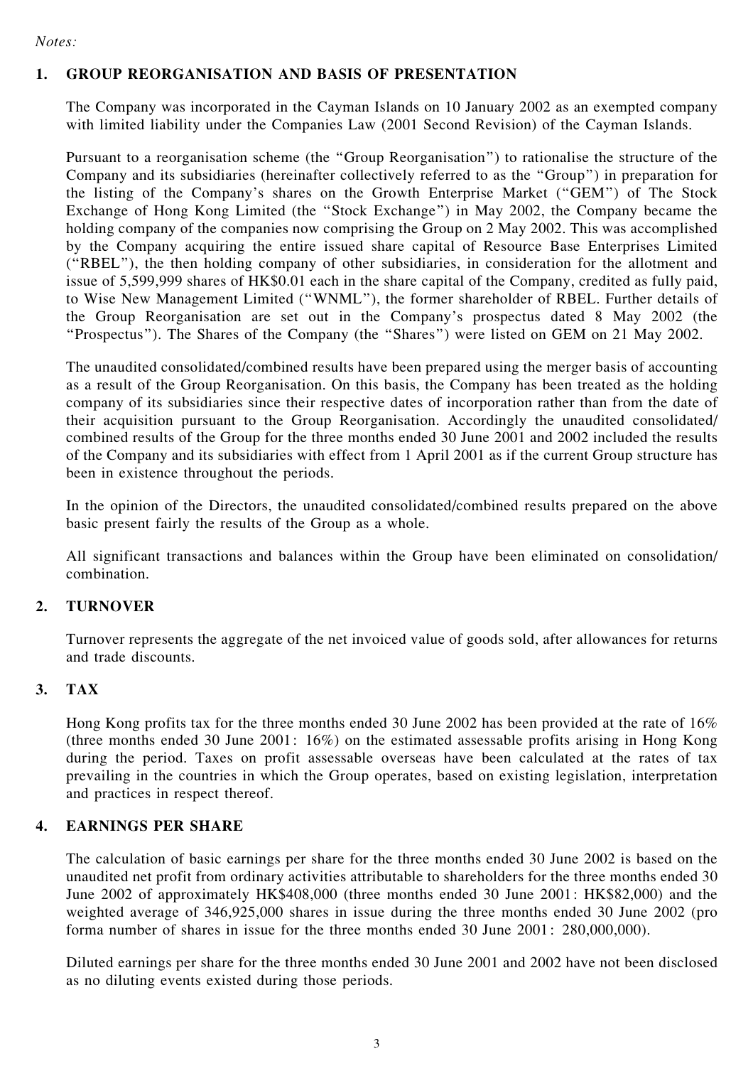*Notes:*

## 1. GROUP REORGANISATION AND BASIS OF PRESENTATION

The Company was incorporated in the Cayman Islands on 10 January 2002 as an exempted company with limited liability under the Companies Law (2001 Second Revision) of the Cayman Islands.

Pursuant to a reorganisation scheme (the "Group Reorganisation") to rationalise the structure of the Company and its subsidiaries (hereinafter collectively referred to as the "Group") in preparation for the listing of the Company's shares on the Growth Enterprise Market ("GEM") of The Stock Exchange of Hong Kong Limited (the "Stock Exchange") in May 2002, the Company became the holding company of the companies now comprising the Group on 2 May 2002. This was accomplished by the Company acquiring the entire issued share capital of Resource Base Enterprises Limited ("RBEL"), the then holding company of other subsidiaries, in consideration for the allotment and issue of 5,599,999 shares of HK$0.01 each in the share capital of the Company, credited as fully paid, to Wise New Management Limited ("WNML"), the former shareholder of RBEL. Further details of the Group Reorganisation are set out in the Company's prospectus dated 8 May 2002 (the "Prospectus"). The Shares of the Company (the "Shares") were listed on GEM on 21 May 2002.

The unaudited consolidated/combined results have been prepared using the merger basis of accounting as a result of the Group Reorganisation. On this basis, the Company has been treated as the holding company of its subsidiaries since their respective dates of incorporation rather than from the date of their acquisition pursuant to the Group Reorganisation. Accordingly the unaudited consolidated/ combined results of the Group for the three months ended 30 June 2001 and 2002 included the results of the Company and its subsidiaries with effect from 1 April 2001 as if the current Group structure has been in existence throughout the periods.

In the opinion of the Directors, the unaudited consolidated/combined results prepared on the above basic present fairly the results of the Group as a whole.

All significant transactions and balances within the Group have been eliminated on consolidation/ combination.

## 2. TURNOVER

Turnover represents the aggregate of the net invoiced value of goods sold, after allowances for returns and trade discounts.

## 3. TAX

Hong Kong profits tax for the three months ended 30 June 2002 has been provided at the rate of 16% (three months ended 30 June 2001: 16%) on the estimated assessable profits arising in Hong Kong during the period. Taxes on profit assessable overseas have been calculated at the rates of tax prevailing in the countries in which the Group operates, based on existing legislation, interpretation and practices in respect thereof.

## 4. EARNINGS PER SHARE

The calculation of basic earnings per share for the three months ended 30 June 2002 is based on the unaudited net profit from ordinary activities attributable to shareholders for the three months ended 30 June 2002 of approximately HK$408,000 (three months ended 30 June 2001: HK$82,000) and the weighted average of 346,925,000 shares in issue during the three months ended 30 June 2002 (pro forma number of shares in issue for the three months ended 30 June 2001: 280,000,000).

Diluted earnings per share for the three months ended 30 June 2001 and 2002 have not been disclosed as no diluting events existed during those periods.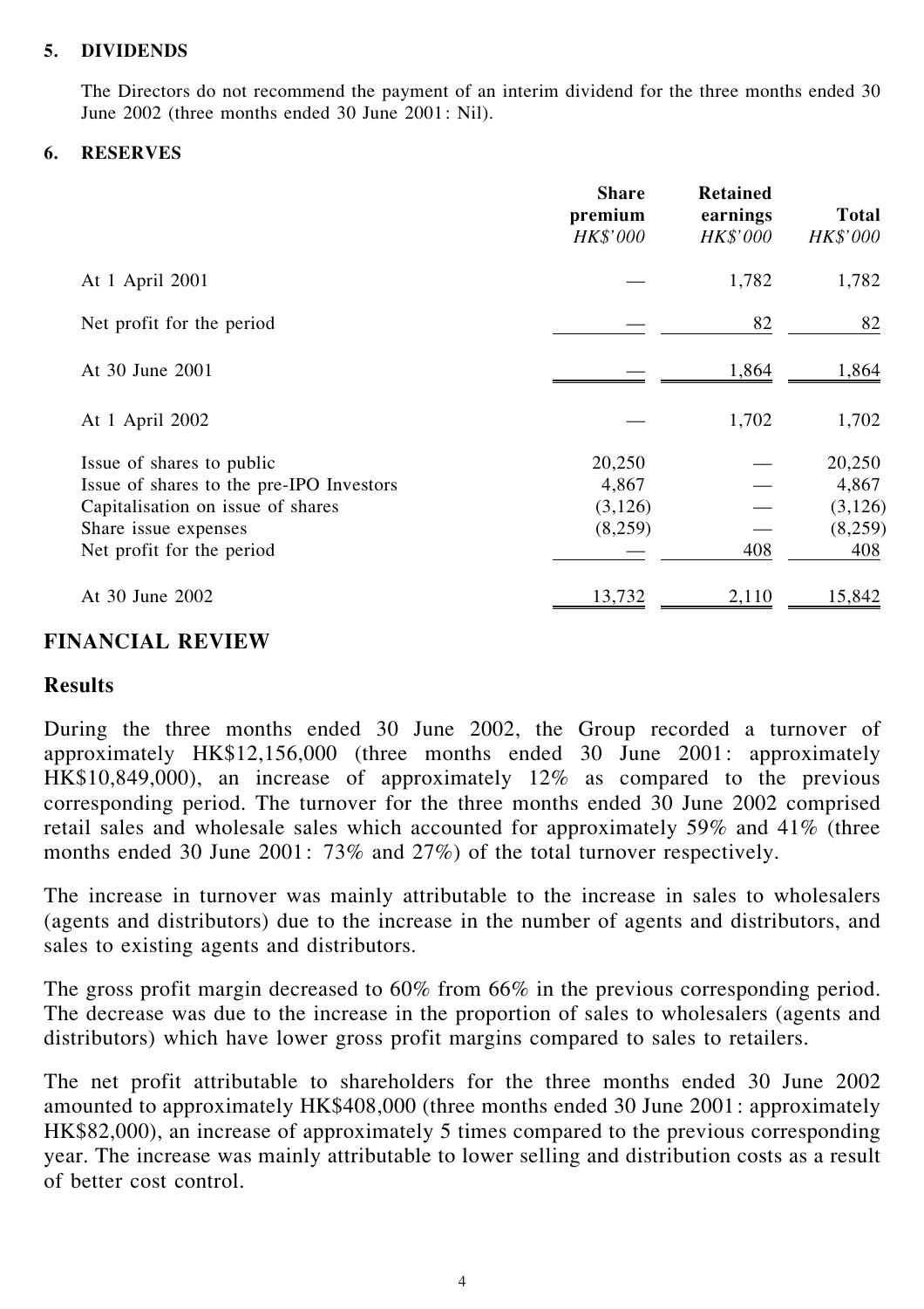**5. DIVIDENDS**

The Directors do not recommend the payment of an interim dividend for the three months ended 30 June 2002 (three months ended 30 June 2001: Nil).

**6. RESERVES**

| | Share premium *HK$'000* | Retained earnings *HK$'000* | Total *HK$'000* |
|---|---|---|---|
| At 1 April 2001 | — | 1,782 | 1,782 |
| Net profit for the period | — | 82 | 82 |
| At 30 June 2001 | — | 1,864 | 1,864 |
| At 1 April 2002 | — | 1,702 | 1,702 |
| Issue of shares to public | 20,250 | — | 20,250 |
| Issue of shares to the pre-IPO Investors | 4,867 | — | 4,867 |
| Capitalisation on issue of shares | (3,126) | — | (3,126) |
| Share issue expenses | (8,259) | — | (8,259) |
| Net profit for the period | — | 408 | 408 |
| At 30 June 2002 | 13,732 | 2,110 | 15,842 |

## FINANCIAL REVIEW

### Results

During the three months ended 30 June 2002, the Group recorded a turnover of approximately HK$12,156,000 (three months ended 30 June 2001: approximately HK$10,849,000), an increase of approximately 12% as compared to the previous corresponding period. The turnover for the three months ended 30 June 2002 comprised retail sales and wholesale sales which accounted for approximately 59% and 41% (three months ended 30 June 2001: 73% and 27%) of the total turnover respectively.

The increase in turnover was mainly attributable to the increase in sales to wholesalers (agents and distributors) due to the increase in the number of agents and distributors, and sales to existing agents and distributors.

The gross profit margin decreased to 60% from 66% in the previous corresponding period. The decrease was due to the increase in the proportion of sales to wholesalers (agents and distributors) which have lower gross profit margins compared to sales to retailers.

The net profit attributable to shareholders for the three months ended 30 June 2002 amounted to approximately HK$408,000 (three months ended 30 June 2001: approximately HK$82,000), an increase of approximately 5 times compared to the previous corresponding year. The increase was mainly attributable to lower selling and distribution costs as a result of better cost control.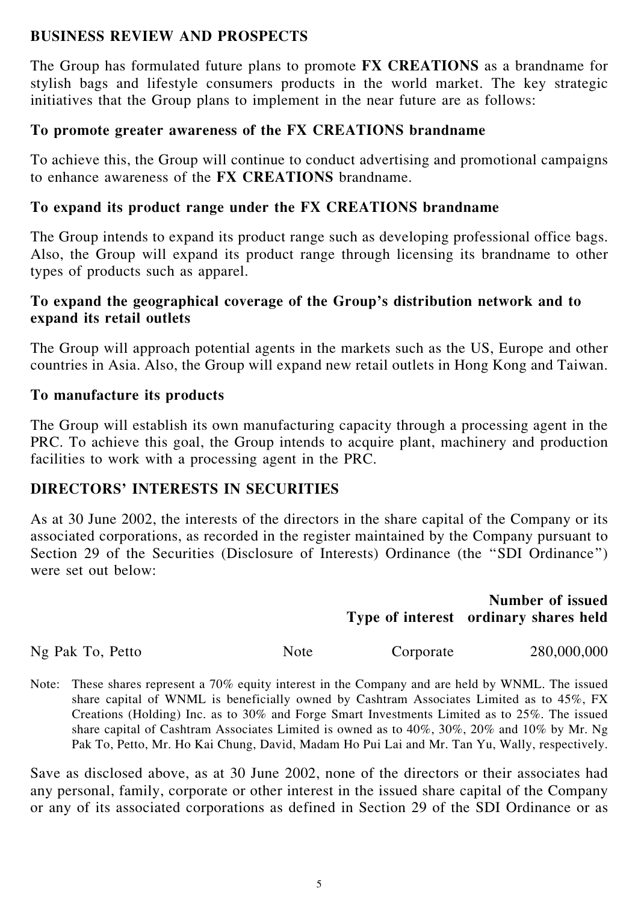## BUSINESS REVIEW AND PROSPECTS

The Group has formulated future plans to promote **FX CREATIONS** as a brandname for stylish bags and lifestyle consumers products in the world market. The key strategic initiatives that the Group plans to implement in the near future are as follows:

### To promote greater awareness of the FX CREATIONS brandname

To achieve this, the Group will continue to conduct advertising and promotional campaigns to enhance awareness of the **FX CREATIONS** brandname.

### To expand its product range under the FX CREATIONS brandname

The Group intends to expand its product range such as developing professional office bags. Also, the Group will expand its product range through licensing its brandname to other types of products such as apparel.

### To expand the geographical coverage of the Group's distribution network and to expand its retail outlets

The Group will approach potential agents in the markets such as the US, Europe and other countries in Asia. Also, the Group will expand new retail outlets in Hong Kong and Taiwan.

### To manufacture its products

The Group will establish its own manufacturing capacity through a processing agent in the PRC. To achieve this goal, the Group intends to acquire plant, machinery and production facilities to work with a processing agent in the PRC.

## DIRECTORS' INTERESTS IN SECURITIES

As at 30 June 2002, the interests of the directors in the share capital of the Company or its associated corporations, as recorded in the register maintained by the Company pursuant to Section 29 of the Securities (Disclosure of Interests) Ordinance (the "SDI Ordinance") were set out below:

| | | Type of interest | Number of issued ordinary shares held |
|---|---|---|---|
| Ng Pak To, Petto | Note | Corporate | 280,000,000 |

Note: These shares represent a 70% equity interest in the Company and are held by WNML. The issued share capital of WNML is beneficially owned by Cashtram Associates Limited as to 45%, FX Creations (Holding) Inc. as to 30% and Forge Smart Investments Limited as to 25%. The issued share capital of Cashtram Associates Limited is owned as to 40%, 30%, 20% and 10% by Mr. Ng Pak To, Petto, Mr. Ho Kai Chung, David, Madam Ho Pui Lai and Mr. Tan Yu, Wally, respectively.

Save as disclosed above, as at 30 June 2002, none of the directors or their associates had any personal, family, corporate or other interest in the issued share capital of the Company or any of its associated corporations as defined in Section 29 of the SDI Ordinance or as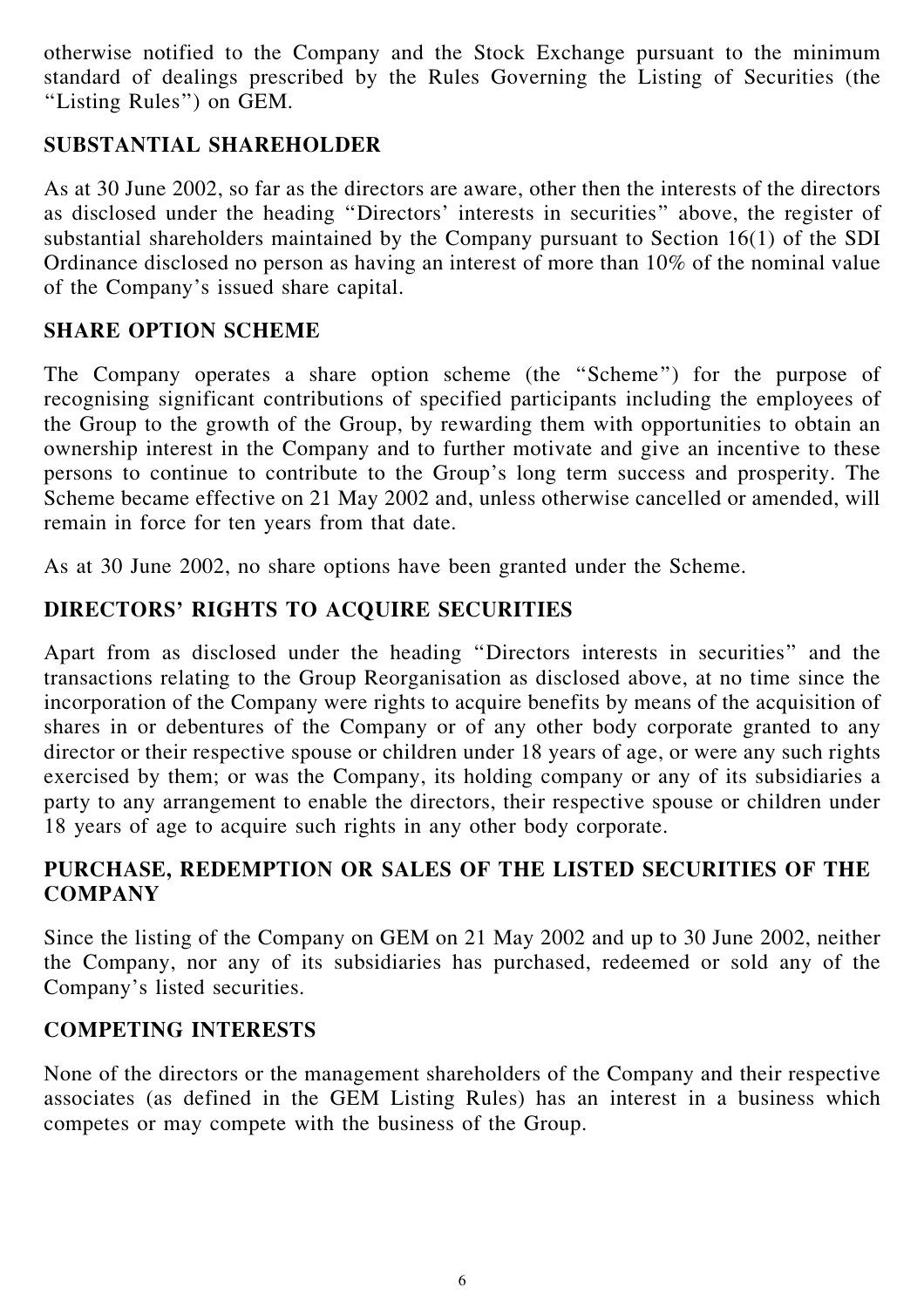otherwise notified to the Company and the Stock Exchange pursuant to the minimum standard of dealings prescribed by the Rules Governing the Listing of Securities (the "Listing Rules") on GEM.

## SUBSTANTIAL SHAREHOLDER

As at 30 June 2002, so far as the directors are aware, other then the interests of the directors as disclosed under the heading "Directors' interests in securities" above, the register of substantial shareholders maintained by the Company pursuant to Section 16(1) of the SDI Ordinance disclosed no person as having an interest of more than 10% of the nominal value of the Company's issued share capital.

## SHARE OPTION SCHEME

The Company operates a share option scheme (the "Scheme") for the purpose of recognising significant contributions of specified participants including the employees of the Group to the growth of the Group, by rewarding them with opportunities to obtain an ownership interest in the Company and to further motivate and give an incentive to these persons to continue to contribute to the Group's long term success and prosperity. The Scheme became effective on 21 May 2002 and, unless otherwise cancelled or amended, will remain in force for ten years from that date.

As at 30 June 2002, no share options have been granted under the Scheme.

## DIRECTORS' RIGHTS TO ACQUIRE SECURITIES

Apart from as disclosed under the heading "Directors interests in securities" and the transactions relating to the Group Reorganisation as disclosed above, at no time since the incorporation of the Company were rights to acquire benefits by means of the acquisition of shares in or debentures of the Company or of any other body corporate granted to any director or their respective spouse or children under 18 years of age, or were any such rights exercised by them; or was the Company, its holding company or any of its subsidiaries a party to any arrangement to enable the directors, their respective spouse or children under 18 years of age to acquire such rights in any other body corporate.

## PURCHASE, REDEMPTION OR SALES OF THE LISTED SECURITIES OF THE COMPANY

Since the listing of the Company on GEM on 21 May 2002 and up to 30 June 2002, neither the Company, nor any of its subsidiaries has purchased, redeemed or sold any of the Company's listed securities.

## COMPETING INTERESTS

None of the directors or the management shareholders of the Company and their respective associates (as defined in the GEM Listing Rules) has an interest in a business which competes or may compete with the business of the Group.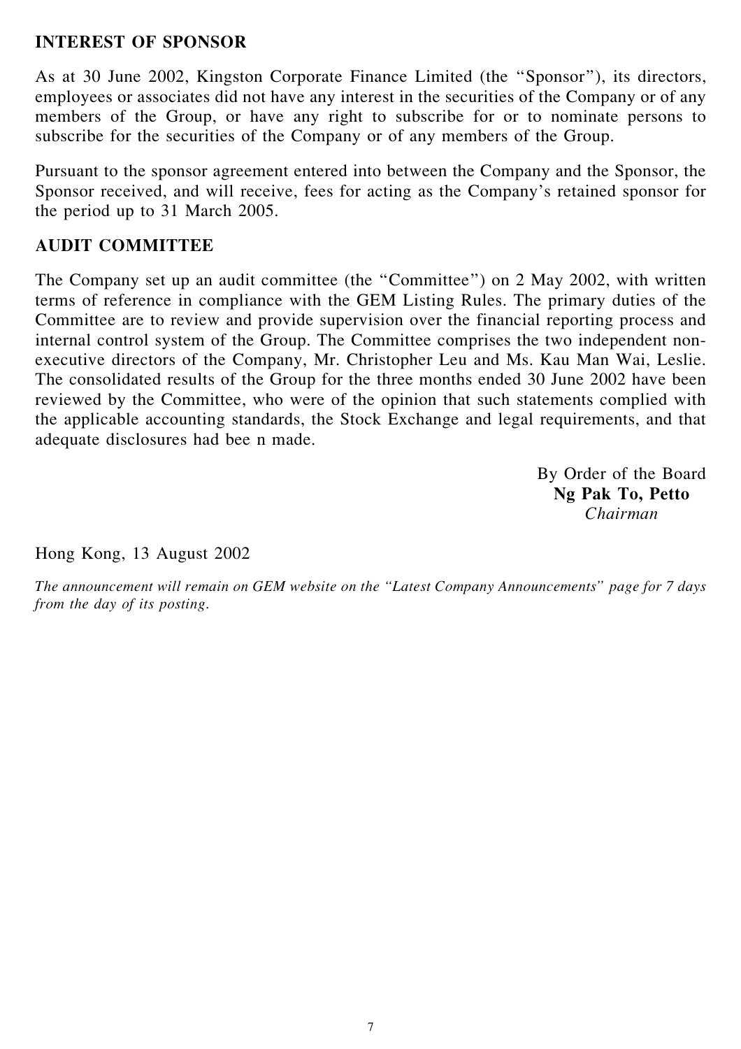## INTEREST OF SPONSOR

As at 30 June 2002, Kingston Corporate Finance Limited (the "Sponsor"), its directors, employees or associates did not have any interest in the securities of the Company or of any members of the Group, or have any right to subscribe for or to nominate persons to subscribe for the securities of the Company or of any members of the Group.

Pursuant to the sponsor agreement entered into between the Company and the Sponsor, the Sponsor received, and will receive, fees for acting as the Company's retained sponsor for the period up to 31 March 2005.

## AUDIT COMMITTEE

The Company set up an audit committee (the "Committee") on 2 May 2002, with written terms of reference in compliance with the GEM Listing Rules. The primary duties of the Committee are to review and provide supervision over the financial reporting process and internal control system of the Group. The Committee comprises the two independent non-executive directors of the Company, Mr. Christopher Leu and Ms. Kau Man Wai, Leslie. The consolidated results of the Group for the three months ended 30 June 2002 have been reviewed by the Committee, who were of the opinion that such statements complied with the applicable accounting standards, the Stock Exchange and legal requirements, and that adequate disclosures had bee n made.

By Order of the Board
**Ng Pak To, Petto**
*Chairman*

Hong Kong, 13 August 2002

*The announcement will remain on GEM website on the "Latest Company Announcements" page for 7 days from the day of its posting.*